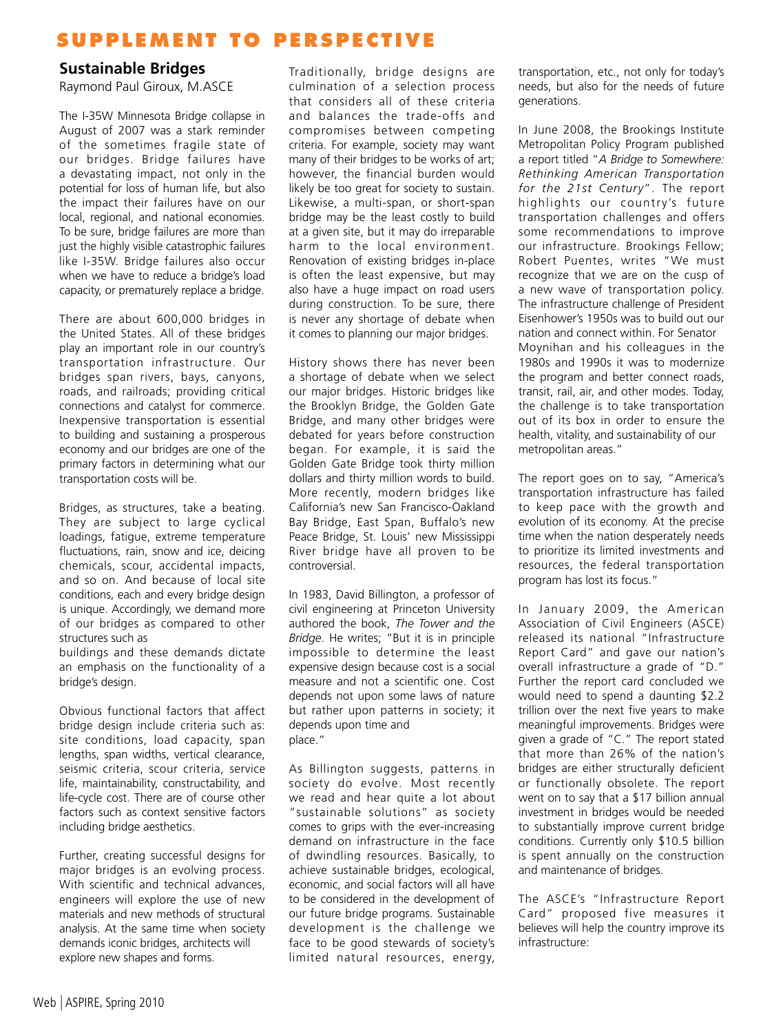# SUPPLEMENT TO PERSPECTIVE

## Sustainable Bridges

Raymond Paul Giroux, M.ASCE

The I-35W Minnesota Bridge collapse in August of 2007 was a stark reminder of the sometimes fragile state of our bridges. Bridge failures have a devastating impact, not only in the potential for loss of human life, but also the impact their failures have on our local, regional, and national economies. To be sure, bridge failures are more than just the highly visible catastrophic failures like I-35W. Bridge failures also occur when we have to reduce a bridge's load capacity, or prematurely replace a bridge.

There are about 600,000 bridges in the United States. All of these bridges play an important role in our country's transportation infrastructure. Our bridges span rivers, bays, canyons, roads, and railroads; providing critical connections and catalyst for commerce. Inexpensive transportation is essential to building and sustaining a prosperous economy and our bridges are one of the primary factors in determining what our transportation costs will be.

Bridges, as structures, take a beating. They are subject to large cyclical loadings, fatigue, extreme temperature fluctuations, rain, snow and ice, deicing chemicals, scour, accidental impacts, and so on. And because of local site conditions, each and every bridge design is unique. Accordingly, we demand more of our bridges as compared to other structures such as buildings and these demands dictate an emphasis on the functionality of a bridge's design.

Obvious functional factors that affect bridge design include criteria such as: site conditions, load capacity, span lengths, span widths, vertical clearance, seismic criteria, scour criteria, service life, maintainability, constructability, and life-cycle cost. There are of course other factors such as context sensitive factors including bridge aesthetics.

Further, creating successful designs for major bridges is an evolving process. With scientific and technical advances, engineers will explore the use of new materials and new methods of structural analysis. At the same time when society demands iconic bridges, architects will explore new shapes and forms.

Traditionally, bridge designs are culmination of a selection process that considers all of these criteria and balances the trade-offs and compromises between competing criteria. For example, society may want many of their bridges to be works of art; however, the financial burden would likely be too great for society to sustain. Likewise, a multi-span, or short-span bridge may be the least costly to build at a given site, but it may do irreparable harm to the local environment. Renovation of existing bridges in-place is often the least expensive, but may also have a huge impact on road users during construction. To be sure, there is never any shortage of debate when it comes to planning our major bridges.

History shows there has never been a shortage of debate when we select our major bridges. Historic bridges like the Brooklyn Bridge, the Golden Gate Bridge, and many other bridges were debated for years before construction began. For example, it is said the Golden Gate Bridge took thirty million dollars and thirty million words to build. More recently, modern bridges like California's new San Francisco-Oakland Bay Bridge, East Span, Buffalo's new Peace Bridge, St. Louis' new Mississippi River bridge have all proven to be controversial.

In 1983, David Billington, a professor of civil engineering at Princeton University authored the book, *The Tower and the Bridge*. He writes; "But it is in principle impossible to determine the least expensive design because cost is a social measure and not a scientific one. Cost depends not upon some laws of nature but rather upon patterns in society; it depends upon time and place."

As Billington suggests, patterns in society do evolve. Most recently we read and hear quite a lot about "sustainable solutions" as society comes to grips with the ever-increasing demand on infrastructure in the face of dwindling resources. Basically, to achieve sustainable bridges, ecological, economic, and social factors will all have to be considered in the development of our future bridge programs. Sustainable development is the challenge we face to be good stewards of society's limited natural resources, energy, transportation, etc., not only for today's needs, but also for the needs of future generations.

In June 2008, the Brookings Institute Metropolitan Policy Program published a report titled "*A Bridge to Somewhere: Rethinking American Transportation for the 21st Century*". The report highlights our country's future transportation challenges and offers some recommendations to improve our infrastructure. Brookings Fellow; Robert Puentes, writes "We must recognize that we are on the cusp of a new wave of transportation policy. The infrastructure challenge of President Eisenhower's 1950s was to build out our nation and connect within. For Senator Moynihan and his colleagues in the 1980s and 1990s it was to modernize the program and better connect roads, transit, rail, air, and other modes. Today, the challenge is to take transportation out of its box in order to ensure the health, vitality, and sustainability of our metropolitan areas."

The report goes on to say, "America's transportation infrastructure has failed to keep pace with the growth and evolution of its economy. At the precise time when the nation desperately needs to prioritize its limited investments and resources, the federal transportation program has lost its focus."

In January 2009, the American Association of Civil Engineers (ASCE) released its national "Infrastructure Report Card" and gave our nation's overall infrastructure a grade of "D." Further the report card concluded we would need to spend a daunting \$2.2 trillion over the next five years to make meaningful improvements. Bridges were given a grade of "C." The report stated that more than 26% of the nation's bridges are either structurally deficient or functionally obsolete. The report went on to say that a \$17 billion annual investment in bridges would be needed to substantially improve current bridge conditions. Currently only \$10.5 billion is spent annually on the construction and maintenance of bridges.

The ASCE's "Infrastructure Report Card" proposed five measures it believes will help the country improve its infrastructure: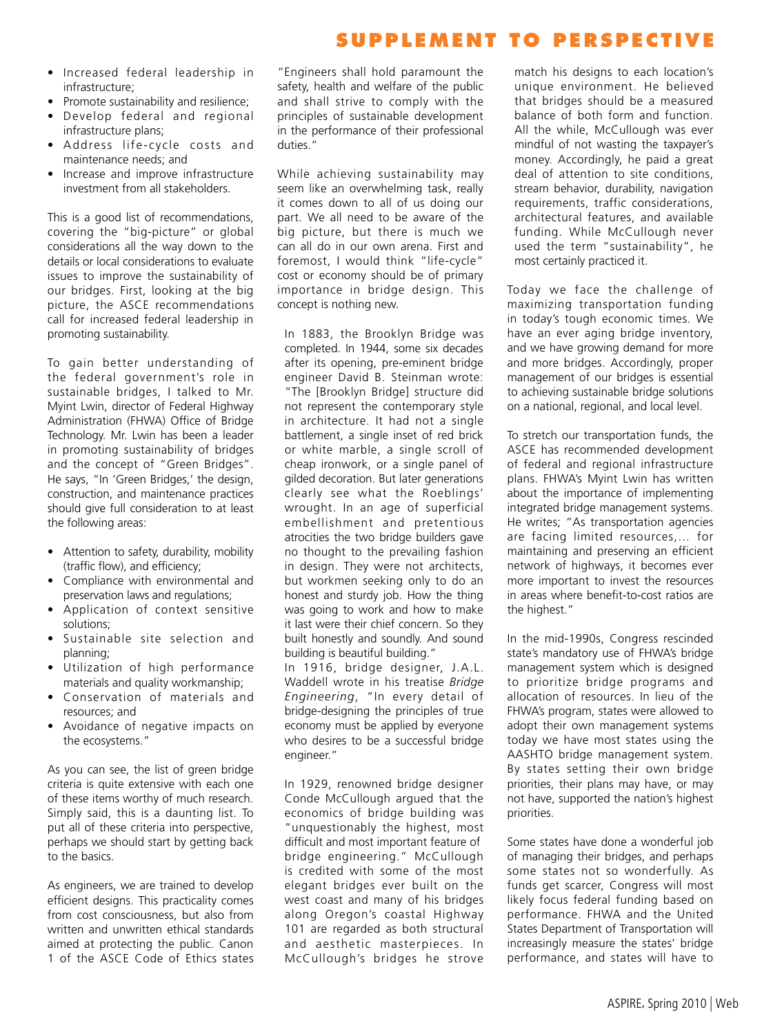- Increased federal leadership in infrastructure;
- Promote sustainability and resilience;
- Develop federal and regional infrastructure plans;
- Address life-cycle costs and maintenance needs; and
- Increase and improve infrastructure investment from all stakeholders.

This is a good list of recommendations, covering the "big-picture" or global considerations all the way down to the details or local considerations to evaluate issues to improve the sustainability of our bridges. First, looking at the big picture, the ASCE recommendations call for increased federal leadership in promoting sustainability.

To gain better understanding of the federal government's role in sustainable bridges, I talked to Mr. Myint Lwin, director of Federal Highway Administration (FHWA) Office of Bridge Technology. Mr. Lwin has been a leader in promoting sustainability of bridges and the concept of "Green Bridges". He says, "In 'Green Bridges,' the design, construction, and maintenance practices should give full consideration to at least the following areas:

- Attention to safety, durability, mobility (traffic flow), and efficiency;
- Compliance with environmental and preservation laws and regulations;
- Application of context sensitive solutions;
- Sustainable site selection and planning;
- Utilization of high performance materials and quality workmanship;
- Conservation of materials and resources; and
- Avoidance of negative impacts on the ecosystems."

As you can see, the list of green bridge criteria is quite extensive with each one of these items worthy of much research. Simply said, this is a daunting list. To put all of these criteria into perspective, perhaps we should start by getting back to the basics.

As engineers, we are trained to develop efficient designs. This practicality comes from cost consciousness, but also from written and unwritten ethical standards aimed at protecting the public. Canon 1 of the ASCE Code of Ethics states "Engineers shall hold paramount the safety, health and welfare of the public and shall strive to comply with the principles of sustainable development in the performance of their professional duties."

While achieving sustainability may seem like an overwhelming task, really it comes down to all of us doing our part. We all need to be aware of the big picture, but there is much we can all do in our own arena. First and foremost, I would think "life-cycle" cost or economy should be of primary importance in bridge design. This concept is nothing new.

In 1883, the Brooklyn Bridge was completed. In 1944, some six decades after its opening, pre-eminent bridge engineer David B. Steinman wrote: "The [Brooklyn Bridge] structure did not represent the contemporary style in architecture. It had not a single battlement, a single inset of red brick or white marble, a single scroll of cheap ironwork, or a single panel of gilded decoration. But later generations clearly see what the Roeblings' wrought. In an age of superficial embellishment and pretentious atrocities the two bridge builders gave no thought to the prevailing fashion in design. They were not architects, but workmen seeking only to do an honest and sturdy job. How the thing was going to work and how to make it last were their chief concern. So they built honestly and soundly. And sound building is beautiful building."

In 1916, bridge designer, J.A.L. Waddell wrote in his treatise *Bridge Engineering*, "In every detail of bridge-designing the principles of true economy must be applied by everyone who desires to be a successful bridge engineer."

In 1929, renowned bridge designer Conde McCullough argued that the economics of bridge building was "unquestionably the highest, most difficult and most important feature of bridge engineering." McCullough is credited with some of the most elegant bridges ever built on the west coast and many of his bridges along Oregon's coastal Highway 101 are regarded as both structural and aesthetic masterpieces. In McCullough's bridges he strove match his designs to each location's unique environment. He believed that bridges should be a measured balance of both form and function. All the while, McCullough was ever mindful of not wasting the taxpayer's money. Accordingly, he paid a great deal of attention to site conditions, stream behavior, durability, navigation requirements, traffic considerations, architectural features, and available funding. While McCullough never used the term "sustainability", he most certainly practiced it.

Today we face the challenge of maximizing transportation funding in today's tough economic times. We have an ever aging bridge inventory, and we have growing demand for more and more bridges. Accordingly, proper management of our bridges is essential to achieving sustainable bridge solutions on a national, regional, and local level.

To stretch our transportation funds, the ASCE has recommended development of federal and regional infrastructure plans. FHWA's Myint Lwin has written about the importance of implementing integrated bridge management systems. He writes; "As transportation agencies are facing limited resources,... for maintaining and preserving an efficient network of highways, it becomes ever more important to invest the resources in areas where benefit-to-cost ratios are the highest."

In the mid-1990s, Congress rescinded state's mandatory use of FHWA's bridge management system which is designed to prioritize bridge programs and allocation of resources. In lieu of the FHWA's program, states were allowed to adopt their own management systems today we have most states using the AASHTO bridge management system. By states setting their own bridge priorities, their plans may have, or may not have, supported the nation's highest priorities.

Some states have done a wonderful job of managing their bridges, and perhaps some states not so wonderfully. As funds get scarcer, Congress will most likely focus federal funding based on performance. FHWA and the United States Department of Transportation will increasingly measure the states' bridge performance, and states will have to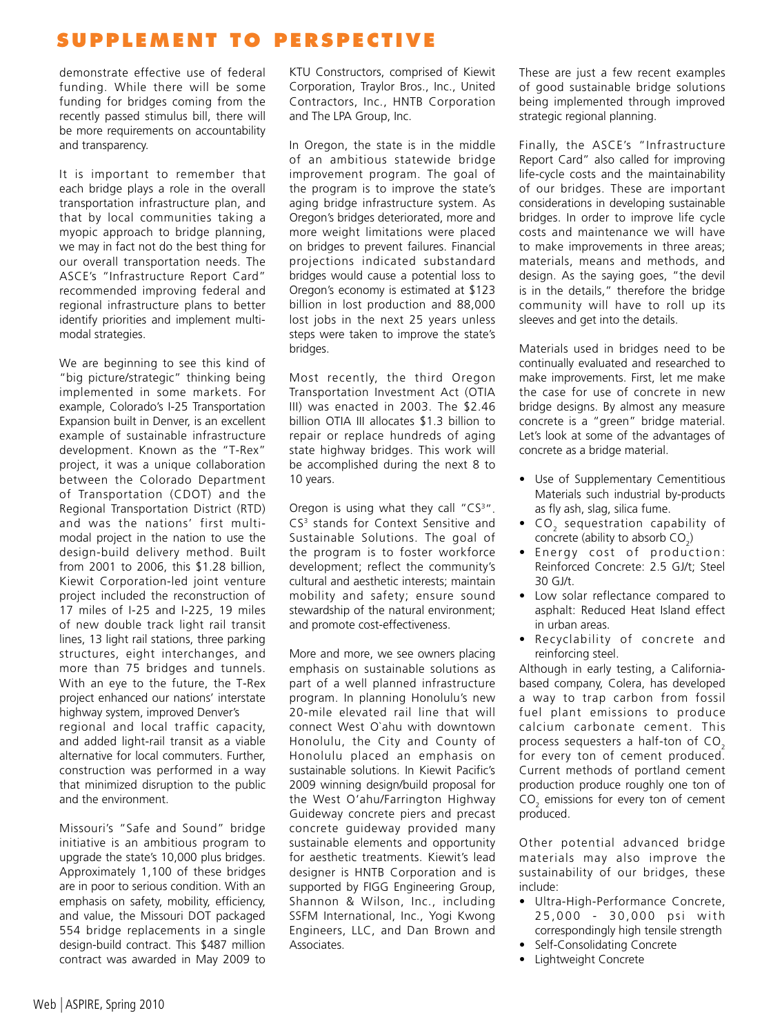demonstrate effective use of federal funding. While there will be some funding for bridges coming from the recently passed stimulus bill, there will be more requirements on accountability and transparency.

It is important to remember that each bridge plays a role in the overall transportation infrastructure plan, and that by local communities taking a myopic approach to bridge planning, we may in fact not do the best thing for our overall transportation needs. The ASCE's "Infrastructure Report Card" recommended improving federal and regional infrastructure plans to better identify priorities and implement multi-modal strategies.

We are beginning to see this kind of "big picture/strategic" thinking being implemented in some markets. For example, Colorado's I-25 Transportation Expansion built in Denver, is an excellent example of sustainable infrastructure development. Known as the "T-Rex" project, it was a unique collaboration between the Colorado Department of Transportation (CDOT) and the Regional Transportation District (RTD) and was the nations' first multi-modal project in the nation to use the design-build delivery method. Built from 2001 to 2006, this $1.28 billion, Kiewit Corporation-led joint venture project included the reconstruction of 17 miles of I-25 and I-225, 19 miles of new double track light rail transit lines, 13 light rail stations, three parking structures, eight interchanges, and more than 75 bridges and tunnels. With an eye to the future, the T-Rex project enhanced our nations' interstate highway system, improved Denver's regional and local traffic capacity, and added light-rail transit as a viable alternative for local commuters. Further, construction was performed in a way that minimized disruption to the public and the environment.

Missouri's "Safe and Sound" bridge initiative is an ambitious program to upgrade the state's 10,000 plus bridges. Approximately 1,100 of these bridges are in poor to serious condition. With an emphasis on safety, mobility, efficiency, and value, the Missouri DOT packaged 554 bridge replacements in a single design-build contract. This $487 million contract was awarded in May 2009 to KTU Constructors, comprised of Kiewit Corporation, Traylor Bros., Inc., United Contractors, Inc., HNTB Corporation and The LPA Group, Inc.

In Oregon, the state is in the middle of an ambitious statewide bridge improvement program. The goal of the program is to improve the state's aging bridge infrastructure system. As Oregon's bridges deteriorated, more and more weight limitations were placed on bridges to prevent failures. Financial projections indicated substandard bridges would cause a potential loss to Oregon's economy is estimated at $123 billion in lost production and 88,000 lost jobs in the next 25 years unless steps were taken to improve the state's bridges.

Most recently, the third Oregon Transportation Investment Act (OTIA III) was enacted in 2003. The $2.46 billion OTIA III allocates $1.3 billion to repair or replace hundreds of aging state highway bridges. This work will be accomplished during the next 8 to 10 years.

Oregon is using what they call "CS$^3$". CS$^3$ stands for Context Sensitive and Sustainable Solutions. The goal of the program is to foster workforce development; reflect the community's cultural and aesthetic interests; maintain mobility and safety; ensure sound stewardship of the natural environment; and promote cost-effectiveness.

More and more, we see owners placing emphasis on sustainable solutions as part of a well planned infrastructure program. In planning Honolulu's new 20-mile elevated rail line that will connect West O`ahu with downtown Honolulu, the City and County of Honolulu placed an emphasis on sustainable solutions. In Kiewit Pacific's 2009 winning design/build proposal for the West O'ahu/Farrington Highway Guideway concrete piers and precast concrete guideway provided many sustainable elements and opportunity for aesthetic treatments. Kiewit's lead designer is HNTB Corporation and is supported by FIGG Engineering Group, Shannon & Wilson, Inc., including SSFM International, Inc., Yogi Kwong Engineers, LLC, and Dan Brown and Associates.

These are just a few recent examples of good sustainable bridge solutions being implemented through improved strategic regional planning.

Finally, the ASCE's "Infrastructure Report Card" also called for improving life-cycle costs and the maintainability of our bridges. These are important considerations in developing sustainable bridges. In order to improve life cycle costs and maintenance we will have to make improvements in three areas; materials, means and methods, and design. As the saying goes, "the devil is in the details," therefore the bridge community will have to roll up its sleeves and get into the details.

Materials used in bridges need to be continually evaluated and researched to make improvements. First, let me make the case for use of concrete in new bridge designs. By almost any measure concrete is a "green" bridge material. Let's look at some of the advantages of concrete as a bridge material.

- Use of Supplementary Cementitious Materials such industrial by-products as fly ash, slag, silica fume.
- $CO_2$ sequestration capability of concrete (ability to absorb $CO_2$)
- Energy cost of production: Reinforced Concrete: 2.5 GJ/t; Steel 30 GJ/t.
- Low solar reflectance compared to asphalt: Reduced Heat Island effect in urban areas.
- Recyclability of concrete and reinforcing steel.

Although in early testing, a California-based company, Colera, has developed a way to trap carbon from fossil fuel plant emissions to produce calcium carbonate cement. This process sequesters a half-ton of $CO_2$ for every ton of cement produced. Current methods of portland cement production produce roughly one ton of $CO_2$ emissions for every ton of cement produced.

Other potential advanced bridge materials may also improve the sustainability of our bridges, these include:

- Ultra-High-Performance Concrete, 25,000 - 30,000 psi with correspondingly high tensile strength
- Self-Consolidating Concrete
- Lightweight Concrete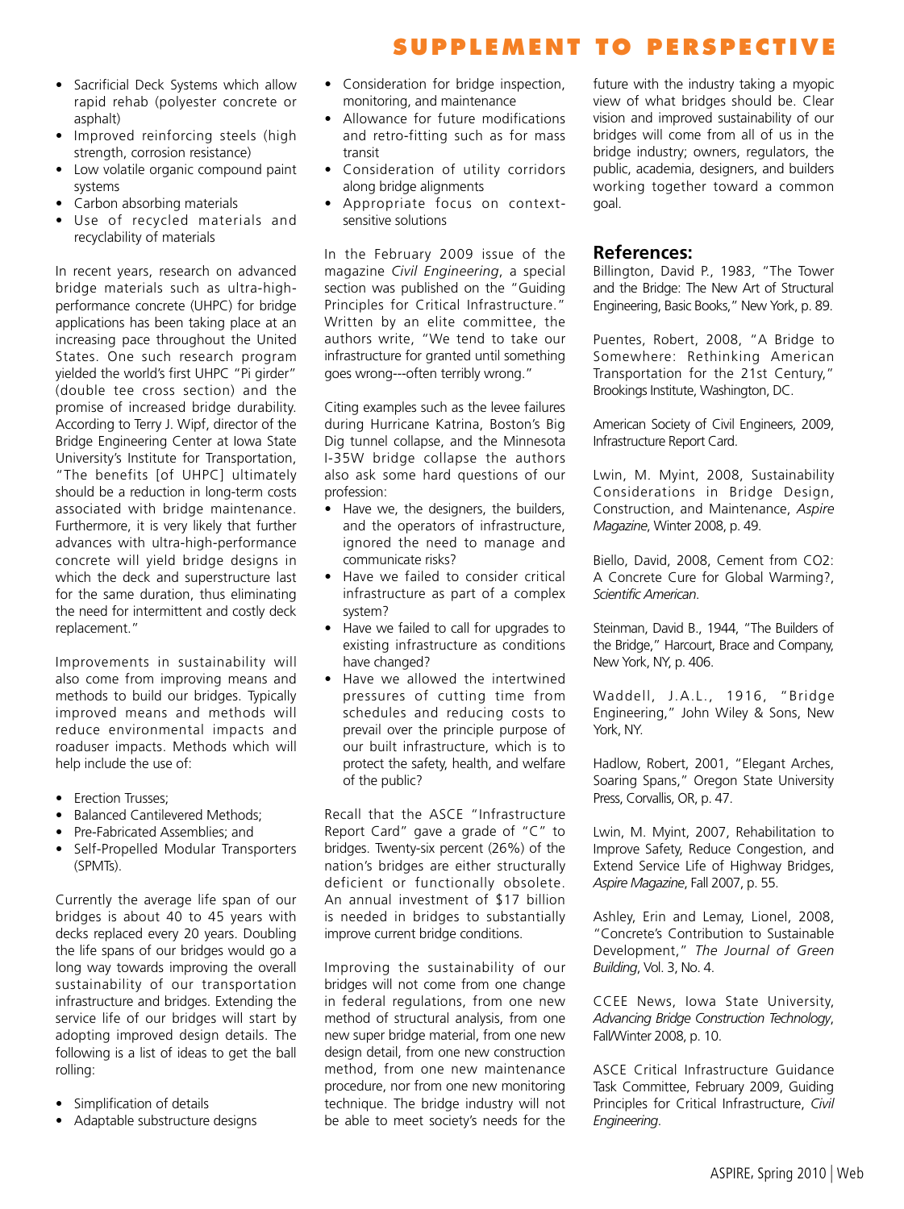- Sacrificial Deck Systems which allow rapid rehab (polyester concrete or asphalt)
- Improved reinforcing steels (high strength, corrosion resistance)
- Low volatile organic compound paint systems
- Carbon absorbing materials
- Use of recycled materials and recyclability of materials

In recent years, research on advanced bridge materials such as ultra-high-performance concrete (UHPC) for bridge applications has been taking place at an increasing pace throughout the United States. One such research program yielded the world's first UHPC "Pi girder" (double tee cross section) and the promise of increased bridge durability. According to Terry J. Wipf, director of the Bridge Engineering Center at Iowa State University's Institute for Transportation, "The benefits [of UHPC] ultimately should be a reduction in long-term costs associated with bridge maintenance. Furthermore, it is very likely that further advances with ultra-high-performance concrete will yield bridge designs in which the deck and superstructure last for the same duration, thus eliminating the need for intermittent and costly deck replacement."

Improvements in sustainability will also come from improving means and methods to build our bridges. Typically improved means and methods will reduce environmental impacts and roaduser impacts. Methods which will help include the use of:

- Erection Trusses;
- Balanced Cantilevered Methods;
- Pre-Fabricated Assemblies; and
- Self-Propelled Modular Transporters (SPMTs).

Currently the average life span of our bridges is about 40 to 45 years with decks replaced every 20 years. Doubling the life spans of our bridges would go a long way towards improving the overall sustainability of our transportation infrastructure and bridges. Extending the service life of our bridges will start by adopting improved design details. The following is a list of ideas to get the ball rolling:

- Simplification of details
- Adaptable substructure designs
- Consideration for bridge inspection, monitoring, and maintenance
- Allowance for future modifications and retro-fitting such as for mass transit
- Consideration of utility corridors along bridge alignments
- Appropriate focus on context-sensitive solutions

In the February 2009 issue of the magazine *Civil Engineering*, a special section was published on the "Guiding Principles for Critical Infrastructure." Written by an elite committee, the authors write, "We tend to take our infrastructure for granted until something goes wrong---often terribly wrong."

Citing examples such as the levee failures during Hurricane Katrina, Boston's Big Dig tunnel collapse, and the Minnesota I-35W bridge collapse the authors also ask some hard questions of our profession:

- Have we, the designers, the builders, and the operators of infrastructure, ignored the need to manage and communicate risks?
- Have we failed to consider critical infrastructure as part of a complex system?
- Have we failed to call for upgrades to existing infrastructure as conditions have changed?
- Have we allowed the intertwined pressures of cutting time from schedules and reducing costs to prevail over the principle purpose of our built infrastructure, which is to protect the safety, health, and welfare of the public?

Recall that the ASCE "Infrastructure Report Card" gave a grade of "C" to bridges. Twenty-six percent (26%) of the nation's bridges are either structurally deficient or functionally obsolete. An annual investment of $17 billion is needed in bridges to substantially improve current bridge conditions.

Improving the sustainability of our bridges will not come from one change in federal regulations, from one new method of structural analysis, from one new super bridge material, from one new design detail, from one new construction method, from one new maintenance procedure, nor from one new monitoring technique. The bridge industry will not be able to meet society's needs for the future with the industry taking a myopic view of what bridges should be. Clear vision and improved sustainability of our bridges will come from all of us in the bridge industry; owners, regulators, the public, academia, designers, and builders working together toward a common goal.

## References:

Billington, David P., 1983, "The Tower and the Bridge: The New Art of Structural Engineering, Basic Books," New York, p. 89.

Puentes, Robert, 2008, "A Bridge to Somewhere: Rethinking American Transportation for the 21st Century," Brookings Institute, Washington, DC.

American Society of Civil Engineers, 2009, Infrastructure Report Card.

Lwin, M. Myint, 2008, Sustainability Considerations in Bridge Design, Construction, and Maintenance, *Aspire Magazine*, Winter 2008, p. 49.

Biello, David, 2008, Cement from CO2: A Concrete Cure for Global Warming?, *Scientific American*.

Steinman, David B., 1944, "The Builders of the Bridge," Harcourt, Brace and Company, New York, NY, p. 406.

Waddell, J.A.L., 1916, "Bridge Engineering," John Wiley & Sons, New York, NY.

Hadlow, Robert, 2001, "Elegant Arches, Soaring Spans," Oregon State University Press, Corvallis, OR, p. 47.

Lwin, M. Myint, 2007, Rehabilitation to Improve Safety, Reduce Congestion, and Extend Service Life of Highway Bridges, *Aspire Magazine*, Fall 2007, p. 55.

Ashley, Erin and Lemay, Lionel, 2008, "Concrete's Contribution to Sustainable Development," *The Journal of Green Building*, Vol. 3, No. 4.

CCEE News, Iowa State University, *Advancing Bridge Construction Technology*, Fall/Winter 2008, p. 10.

ASCE Critical Infrastructure Guidance Task Committee, February 2009, Guiding Principles for Critical Infrastructure, *Civil Engineering*.